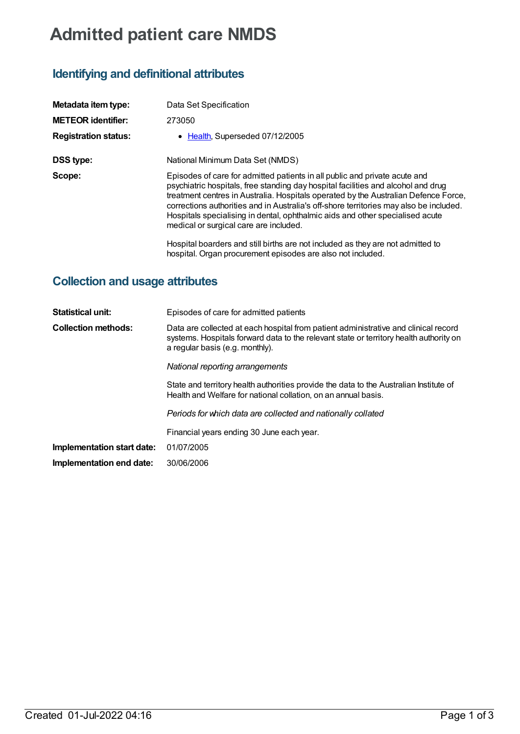# Admitted patient care NMDS

## Identifying and definitional attributes

| | |
|---|---|
| **Metadata item type:** | Data Set Specification |
| **METEOR identifier:** | 273050 |
| **Registration status:** | • Health, Superseded 07/12/2005 |
| **DSS type:** | National Minimum Data Set (NMDS) |
| **Scope:** | Episodes of care for admitted patients in all public and private acute and psychiatric hospitals, free standing day hospital facilities and alcohol and drug treatment centres in Australia. Hospitals operated by the Australian Defence Force, corrections authorities and in Australia's off-shore territories may also be included. Hospitals specialising in dental, ophthalmic aids and other specialised acute medical or surgical care are included.<br><br>Hospital boarders and still births are not included as they are not admitted to hospital. Organ procurement episodes are also not included. |

## Collection and usage attributes

| | |
|---|---|
| **Statistical unit:** | Episodes of care for admitted patients |
| **Collection methods:** | Data are collected at each hospital from patient administrative and clinical record systems. Hospitals forward data to the relevant state or territory health authority on a regular basis (e.g. monthly).<br><br>*National reporting arrangements*<br><br>State and territory health authorities provide the data to the Australian Institute of Health and Welfare for national collation, on an annual basis.<br><br>*Periods for which data are collected and nationally collated*<br><br>Financial years ending 30 June each year. |
| **Implementation start date:** | 01/07/2005 |
| **Implementation end date:** | 30/06/2006 |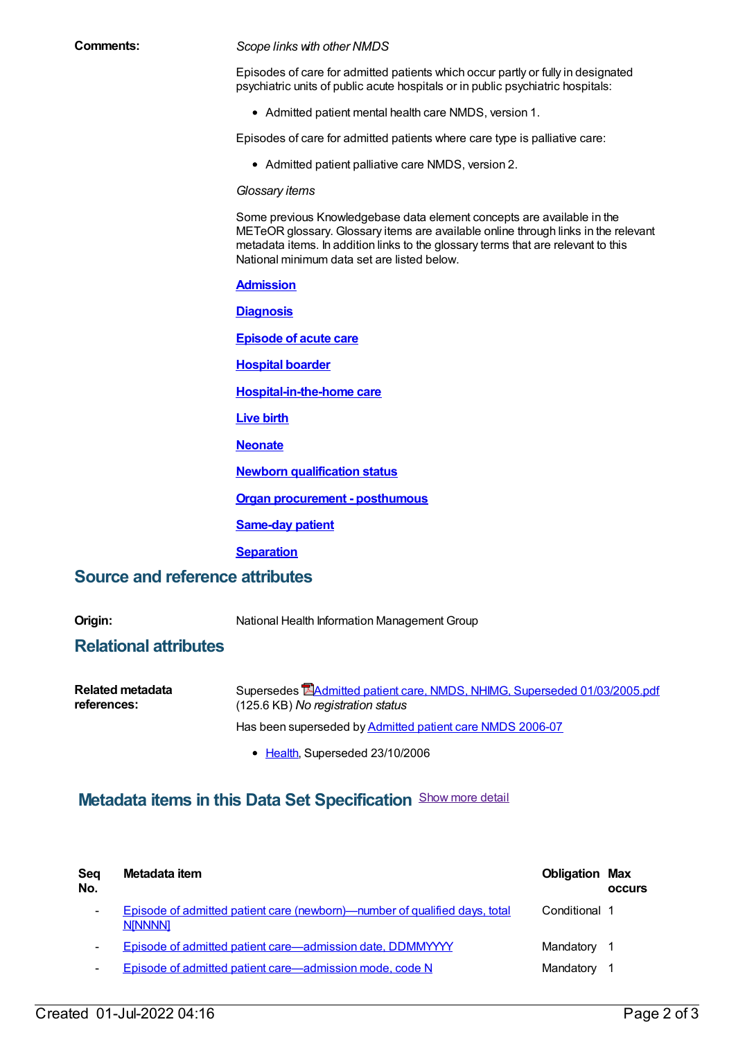**Comments:**

*Scope links with other NMDS*

Episodes of care for admitted patients which occur partly or fully in designated psychiatric units of public acute hospitals or in public psychiatric hospitals:

- Admitted patient mental health care NMDS, version 1.

Episodes of care for admitted patients where care type is palliative care:

- Admitted patient palliative care NMDS, version 2.

*Glossary items*

Some previous Knowledgebase data element concepts are available in the METeOR glossary. Glossary items are available online through links in the relevant metadata items. In addition links to the glossary terms that are relevant to this National minimum data set are listed below.

**Admission**

**Diagnosis**

**Episode of acute care**

**Hospital boarder**

**Hospital-in-the-home care**

**Live birth**

**Neonate**

**Newborn qualification status**

**Organ procurement - posthumous**

**Same-day patient**

**Separation**

## Source and reference attributes

**Origin:** National Health Information Management Group

## Relational attributes

**Related metadata references:**

Supersedes Admitted patient care, NMDS, NHIMG, Superseded 01/03/2005.pdf (125.6 KB) *No registration status*

Has been superseded by Admitted patient care NMDS 2006-07

- Health, Superseded 23/10/2006

## Metadata items in this Data Set Specification

Show more detail

| Seq No. | Metadata item | Obligation | Max occurs |
|---|---|---|---|
| - | Episode of admitted patient care (newborn)—number of qualified days, total N[NNNN] | Conditional | 1 |
| - | Episode of admitted patient care—admission date, DDMMYYYY | Mandatory | 1 |
| - | Episode of admitted patient care—admission mode, code N | Mandatory | 1 |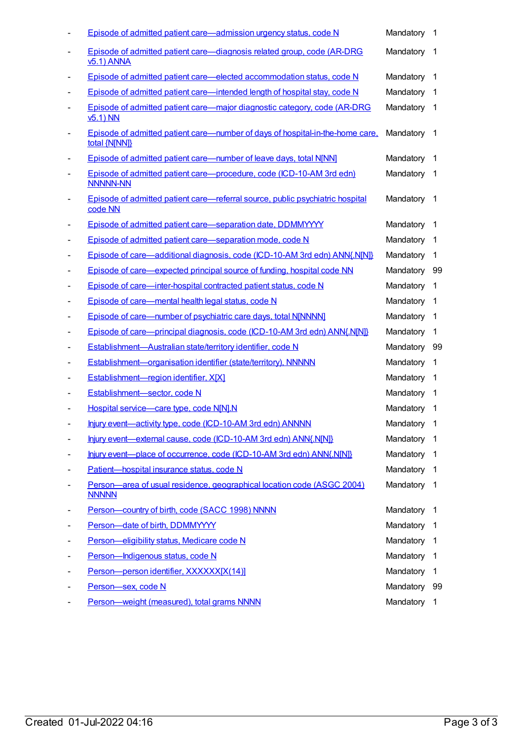| | | |
|---|---|---|
| - Episode of admitted patient care—admission urgency status, code N | Mandatory | 1 |
| - Episode of admitted patient care—diagnosis related group, code (AR-DRG v5.1) ANNA | Mandatory | 1 |
| - Episode of admitted patient care—elected accommodation status, code N | Mandatory | 1 |
| - Episode of admitted patient care—intended length of hospital stay, code N | Mandatory | 1 |
| - Episode of admitted patient care—major diagnostic category, code (AR-DRG v5.1) NN | Mandatory | 1 |
| - Episode of admitted patient care—number of days of hospital-in-the-home care, total {N[NN]} | Mandatory | 1 |
| - Episode of admitted patient care—number of leave days, total N[NN] | Mandatory | 1 |
| - Episode of admitted patient care—procedure, code (ICD-10-AM 3rd edn) NNNNN-NN | Mandatory | 1 |
| - Episode of admitted patient care—referral source, public psychiatric hospital code NN | Mandatory | 1 |
| - Episode of admitted patient care—separation date, DDMMYYYY | Mandatory | 1 |
| - Episode of admitted patient care—separation mode, code N | Mandatory | 1 |
| - Episode of care—additional diagnosis, code (ICD-10-AM 3rd edn) ANN{.N[N]} | Mandatory | 1 |
| - Episode of care—expected principal source of funding, hospital code NN | Mandatory | 99 |
| - Episode of care—inter-hospital contracted patient status, code N | Mandatory | 1 |
| - Episode of care—mental health legal status, code N | Mandatory | 1 |
| - Episode of care—number of psychiatric care days, total N[NNNN] | Mandatory | 1 |
| - Episode of care—principal diagnosis, code (ICD-10-AM 3rd edn) ANN{.N[N]} | Mandatory | 1 |
| - Establishment—Australian state/territory identifier, code N | Mandatory | 99 |
| - Establishment—organisation identifier (state/territory), NNNNN | Mandatory | 1 |
| - Establishment—region identifier, X[X] | Mandatory | 1 |
| - Establishment—sector, code N | Mandatory | 1 |
| - Hospital service—care type, code N[N].N | Mandatory | 1 |
| - Injury event—activity type, code (ICD-10-AM 3rd edn) ANNNN | Mandatory | 1 |
| - Injury event—external cause, code (ICD-10-AM 3rd edn) ANN{.N[N]} | Mandatory | 1 |
| - Injury event—place of occurrence, code (ICD-10-AM 3rd edn) ANN{.N[N]} | Mandatory | 1 |
| - Patient—hospital insurance status, code N | Mandatory | 1 |
| - Person—area of usual residence, geographical location code (ASGC 2004) NNNNN | Mandatory | 1 |
| - Person—country of birth, code (SACC 1998) NNNN | Mandatory | 1 |
| - Person—date of birth, DDMMYYYY | Mandatory | 1 |
| - Person—eligibility status, Medicare code N | Mandatory | 1 |
| - Person—Indigenous status, code N | Mandatory | 1 |
| - Person—person identifier, XXXXXX[X(14)] | Mandatory | 1 |
| - Person—sex, code N | Mandatory | 99 |
| - Person—weight (measured), total grams NNNN | Mandatory | 1 |

Created 01-Jul-2022 04:16